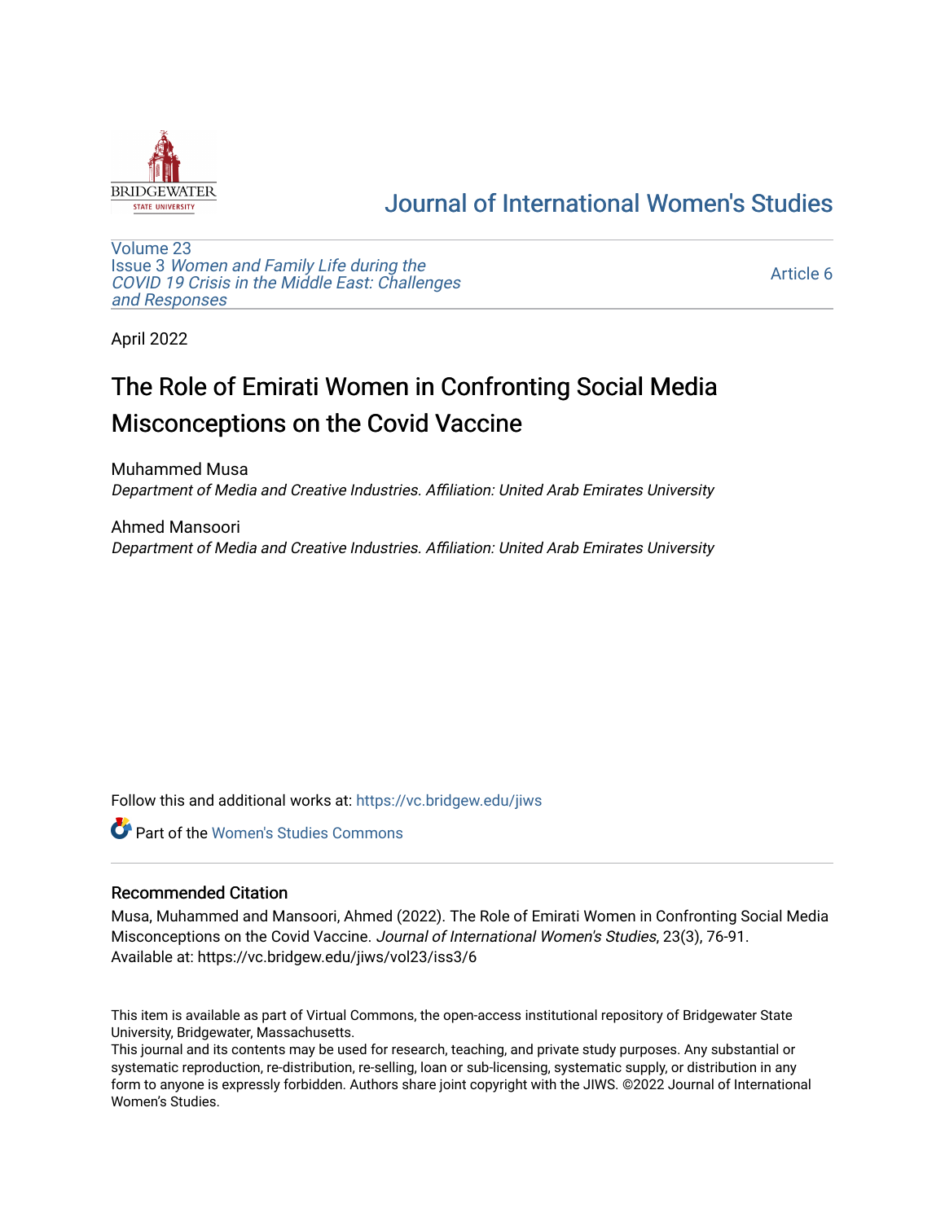# Journal of International Women's Studies

Volume 23
Issue 3 *Women and Family Life during the COVID 19 Crisis in the Middle East: Challenges and Responses*

Article 6

April 2022

# The Role of Emirati Women in Confronting Social Media Misconceptions on the Covid Vaccine

Muhammed Musa
*Department of Media and Creative Industries. Affiliation: United Arab Emirates University*

Ahmed Mansoori
*Department of Media and Creative Industries. Affiliation: United Arab Emirates University*

Follow this and additional works at: https://vc.bridgew.edu/jiws

Part of the Women's Studies Commons

## Recommended Citation

Musa, Muhammed and Mansoori, Ahmed (2022). The Role of Emirati Women in Confronting Social Media Misconceptions on the Covid Vaccine. *Journal of International Women's Studies*, 23(3), 76-91.
Available at: https://vc.bridgew.edu/jiws/vol23/iss3/6

This item is available as part of Virtual Commons, the open-access institutional repository of Bridgewater State University, Bridgewater, Massachusetts.
This journal and its contents may be used for research, teaching, and private study purposes. Any substantial or systematic reproduction, re-distribution, re-selling, loan or sub-licensing, systematic supply, or distribution in any form to anyone is expressly forbidden. Authors share joint copyright with the JIWS. ©2022 Journal of International Women's Studies.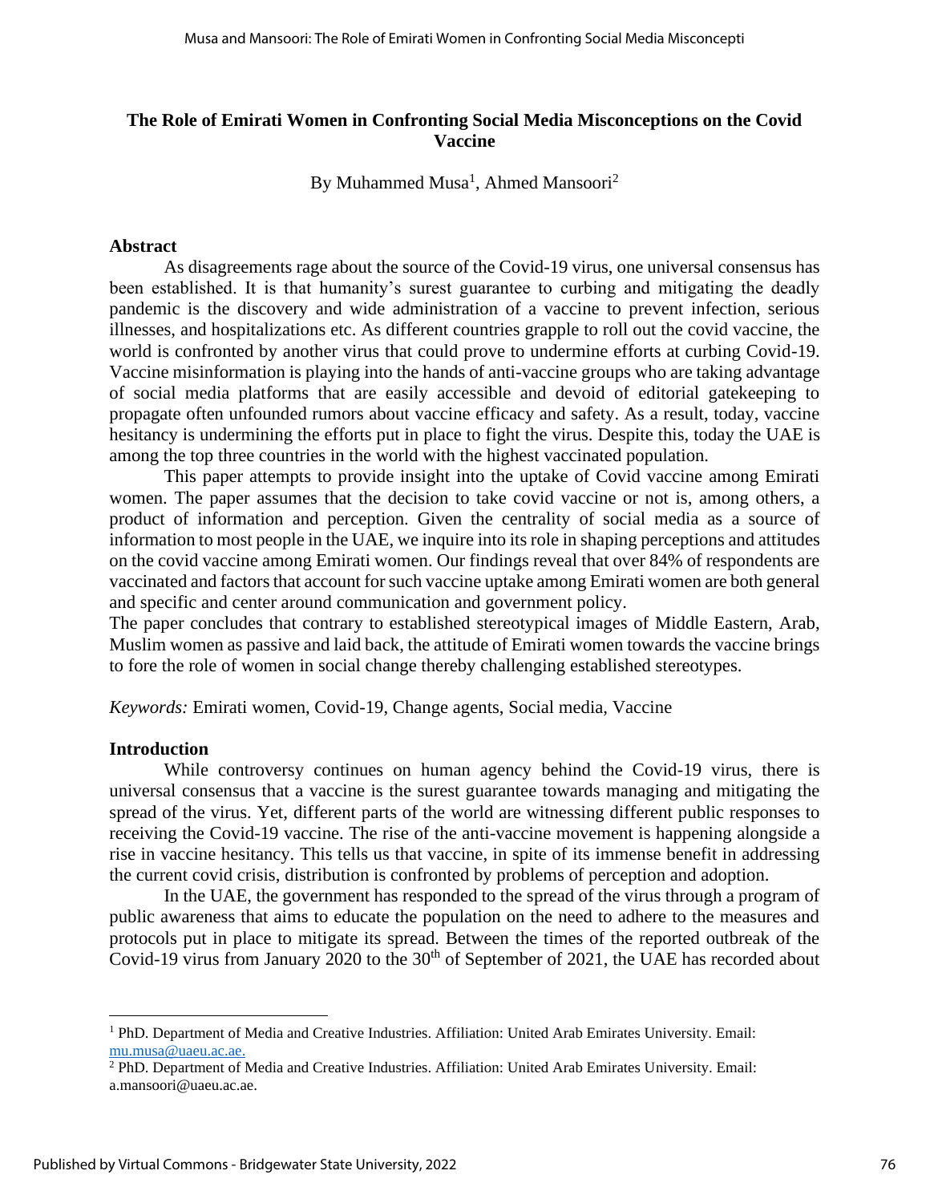# The Role of Emirati Women in Confronting Social Media Misconceptions on the Covid Vaccine

By Muhammed Musa[1], Ahmed Mansoori[2]

## Abstract

As disagreements rage about the source of the Covid-19 virus, one universal consensus has been established. It is that humanity's surest guarantee to curbing and mitigating the deadly pandemic is the discovery and wide administration of a vaccine to prevent infection, serious illnesses, and hospitalizations etc. As different countries grapple to roll out the covid vaccine, the world is confronted by another virus that could prove to undermine efforts at curbing Covid-19. Vaccine misinformation is playing into the hands of anti-vaccine groups who are taking advantage of social media platforms that are easily accessible and devoid of editorial gatekeeping to propagate often unfounded rumors about vaccine efficacy and safety. As a result, today, vaccine hesitancy is undermining the efforts put in place to fight the virus. Despite this, today the UAE is among the top three countries in the world with the highest vaccinated population.

This paper attempts to provide insight into the uptake of Covid vaccine among Emirati women. The paper assumes that the decision to take covid vaccine or not is, among others, a product of information and perception. Given the centrality of social media as a source of information to most people in the UAE, we inquire into its role in shaping perceptions and attitudes on the covid vaccine among Emirati women. Our findings reveal that over 84% of respondents are vaccinated and factors that account for such vaccine uptake among Emirati women are both general and specific and center around communication and government policy.

The paper concludes that contrary to established stereotypical images of Middle Eastern, Arab, Muslim women as passive and laid back, the attitude of Emirati women towards the vaccine brings to fore the role of women in social change thereby challenging established stereotypes.

*Keywords:* Emirati women, Covid-19, Change agents, Social media, Vaccine

## Introduction

While controversy continues on human agency behind the Covid-19 virus, there is universal consensus that a vaccine is the surest guarantee towards managing and mitigating the spread of the virus. Yet, different parts of the world are witnessing different public responses to receiving the Covid-19 vaccine. The rise of the anti-vaccine movement is happening alongside a rise in vaccine hesitancy. This tells us that vaccine, in spite of its immense benefit in addressing the current covid crisis, distribution is confronted by problems of perception and adoption.

In the UAE, the government has responded to the spread of the virus through a program of public awareness that aims to educate the population on the need to adhere to the measures and protocols put in place to mitigate its spread. Between the times of the reported outbreak of the Covid-19 virus from January 2020 to the 30th of September of 2021, the UAE has recorded about

---

[1] PhD. Department of Media and Creative Industries. Affiliation: United Arab Emirates University. Email: mu.musa@uaeu.ac.ae.

[2] PhD. Department of Media and Creative Industries. Affiliation: United Arab Emirates University. Email: a.mansoori@uaeu.ac.ae.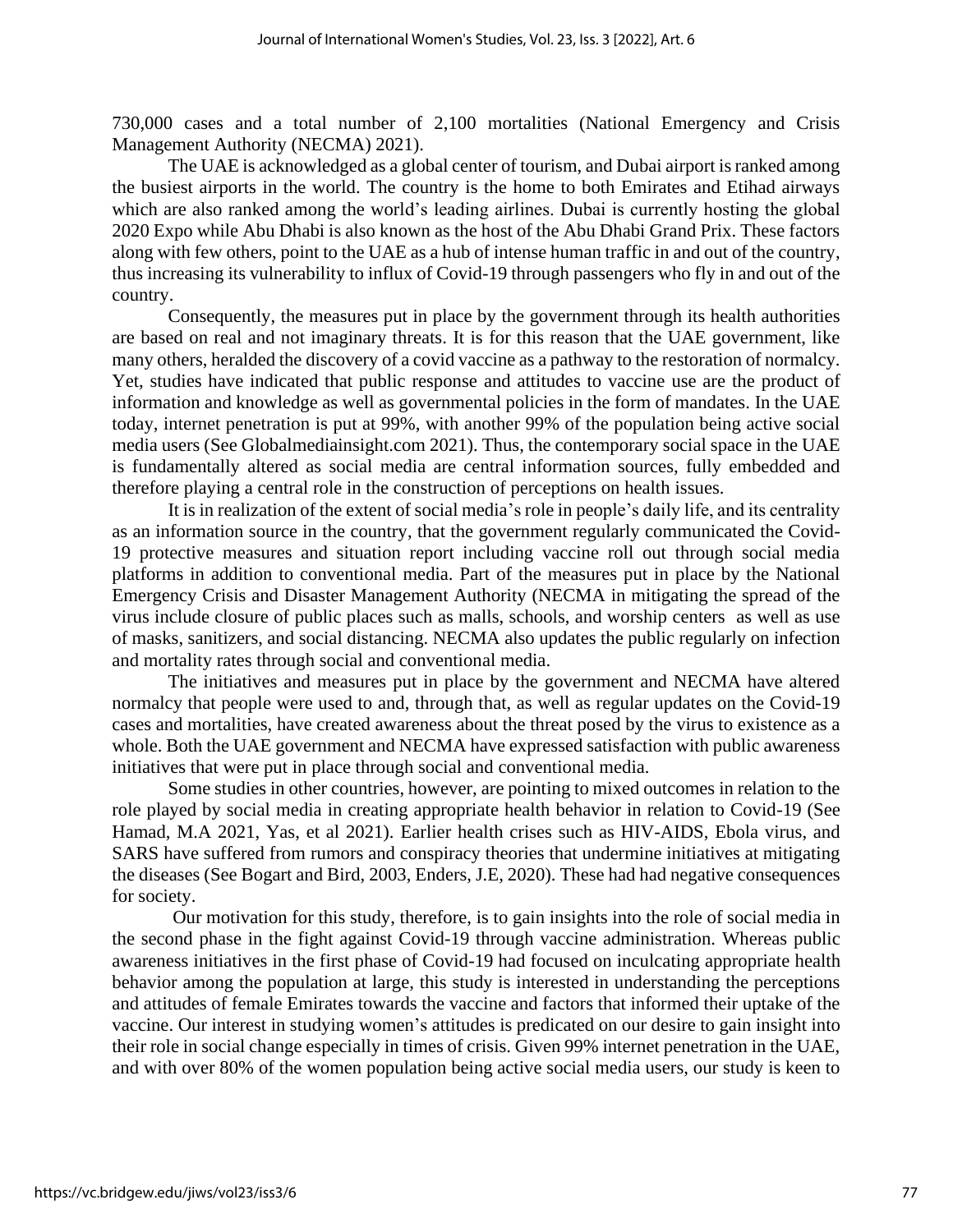730,000 cases and a total number of 2,100 mortalities (National Emergency and Crisis Management Authority (NECMA) 2021).

The UAE is acknowledged as a global center of tourism, and Dubai airport is ranked among the busiest airports in the world. The country is the home to both Emirates and Etihad airways which are also ranked among the world's leading airlines. Dubai is currently hosting the global 2020 Expo while Abu Dhabi is also known as the host of the Abu Dhabi Grand Prix. These factors along with few others, point to the UAE as a hub of intense human traffic in and out of the country, thus increasing its vulnerability to influx of Covid-19 through passengers who fly in and out of the country.

Consequently, the measures put in place by the government through its health authorities are based on real and not imaginary threats. It is for this reason that the UAE government, like many others, heralded the discovery of a covid vaccine as a pathway to the restoration of normalcy. Yet, studies have indicated that public response and attitudes to vaccine use are the product of information and knowledge as well as governmental policies in the form of mandates. In the UAE today, internet penetration is put at 99%, with another 99% of the population being active social media users (See Globalmediainsight.com 2021). Thus, the contemporary social space in the UAE is fundamentally altered as social media are central information sources, fully embedded and therefore playing a central role in the construction of perceptions on health issues.

It is in realization of the extent of social media's role in people's daily life, and its centrality as an information source in the country, that the government regularly communicated the Covid-19 protective measures and situation report including vaccine roll out through social media platforms in addition to conventional media. Part of the measures put in place by the National Emergency Crisis and Disaster Management Authority (NECMA in mitigating the spread of the virus include closure of public places such as malls, schools, and worship centers as well as use of masks, sanitizers, and social distancing. NECMA also updates the public regularly on infection and mortality rates through social and conventional media.

The initiatives and measures put in place by the government and NECMA have altered normalcy that people were used to and, through that, as well as regular updates on the Covid-19 cases and mortalities, have created awareness about the threat posed by the virus to existence as a whole. Both the UAE government and NECMA have expressed satisfaction with public awareness initiatives that were put in place through social and conventional media.

Some studies in other countries, however, are pointing to mixed outcomes in relation to the role played by social media in creating appropriate health behavior in relation to Covid-19 (See Hamad, M.A 2021, Yas, et al 2021). Earlier health crises such as HIV-AIDS, Ebola virus, and SARS have suffered from rumors and conspiracy theories that undermine initiatives at mitigating the diseases (See Bogart and Bird, 2003, Enders, J.E, 2020). These had had negative consequences for society.

Our motivation for this study, therefore, is to gain insights into the role of social media in the second phase in the fight against Covid-19 through vaccine administration. Whereas public awareness initiatives in the first phase of Covid-19 had focused on inculcating appropriate health behavior among the population at large, this study is interested in understanding the perceptions and attitudes of female Emirates towards the vaccine and factors that informed their uptake of the vaccine. Our interest in studying women's attitudes is predicated on our desire to gain insight into their role in social change especially in times of crisis. Given 99% internet penetration in the UAE, and with over 80% of the women population being active social media users, our study is keen to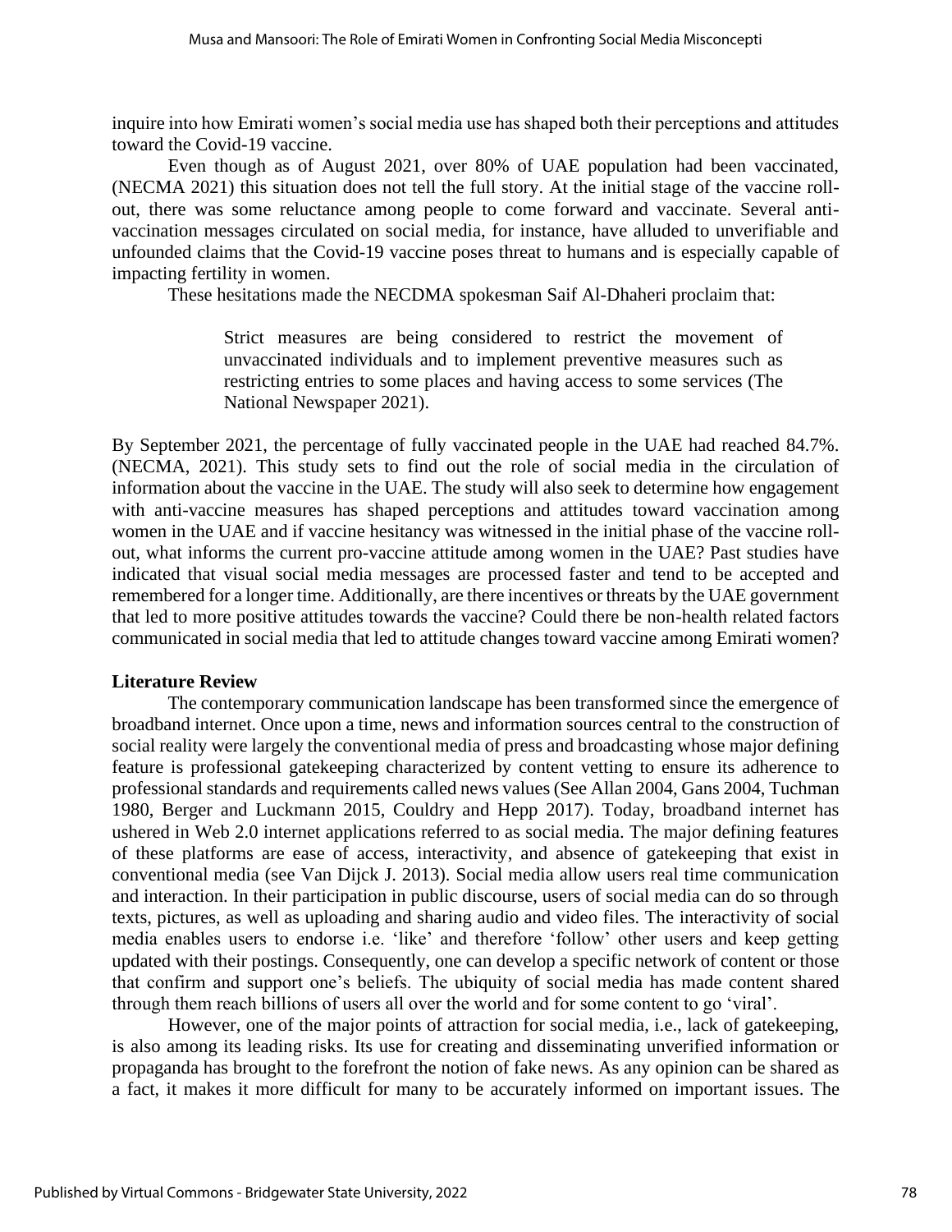inquire into how Emirati women's social media use has shaped both their perceptions and attitudes toward the Covid-19 vaccine.

Even though as of August 2021, over 80% of UAE population had been vaccinated, (NECMA 2021) this situation does not tell the full story. At the initial stage of the vaccine roll-out, there was some reluctance among people to come forward and vaccinate. Several anti-vaccination messages circulated on social media, for instance, have alluded to unverifiable and unfounded claims that the Covid-19 vaccine poses threat to humans and is especially capable of impacting fertility in women.

These hesitations made the NECDMA spokesman Saif Al-Dhaheri proclaim that:

> Strict measures are being considered to restrict the movement of unvaccinated individuals and to implement preventive measures such as restricting entries to some places and having access to some services (The National Newspaper 2021).

By September 2021, the percentage of fully vaccinated people in the UAE had reached 84.7%. (NECMA, 2021). This study sets to find out the role of social media in the circulation of information about the vaccine in the UAE. The study will also seek to determine how engagement with anti-vaccine measures has shaped perceptions and attitudes toward vaccination among women in the UAE and if vaccine hesitancy was witnessed in the initial phase of the vaccine roll-out, what informs the current pro-vaccine attitude among women in the UAE? Past studies have indicated that visual social media messages are processed faster and tend to be accepted and remembered for a longer time. Additionally, are there incentives or threats by the UAE government that led to more positive attitudes towards the vaccine? Could there be non-health related factors communicated in social media that led to attitude changes toward vaccine among Emirati women?

## Literature Review

The contemporary communication landscape has been transformed since the emergence of broadband internet. Once upon a time, news and information sources central to the construction of social reality were largely the conventional media of press and broadcasting whose major defining feature is professional gatekeeping characterized by content vetting to ensure its adherence to professional standards and requirements called news values (See Allan 2004, Gans 2004, Tuchman 1980, Berger and Luckmann 2015, Couldry and Hepp 2017). Today, broadband internet has ushered in Web 2.0 internet applications referred to as social media. The major defining features of these platforms are ease of access, interactivity, and absence of gatekeeping that exist in conventional media (see Van Dijck J. 2013). Social media allow users real time communication and interaction. In their participation in public discourse, users of social media can do so through texts, pictures, as well as uploading and sharing audio and video files. The interactivity of social media enables users to endorse i.e. 'like' and therefore 'follow' other users and keep getting updated with their postings. Consequently, one can develop a specific network of content or those that confirm and support one's beliefs. The ubiquity of social media has made content shared through them reach billions of users all over the world and for some content to go 'viral'.

However, one of the major points of attraction for social media, i.e., lack of gatekeeping, is also among its leading risks. Its use for creating and disseminating unverified information or propaganda has brought to the forefront the notion of fake news. As any opinion can be shared as a fact, it makes it more difficult for many to be accurately informed on important issues. The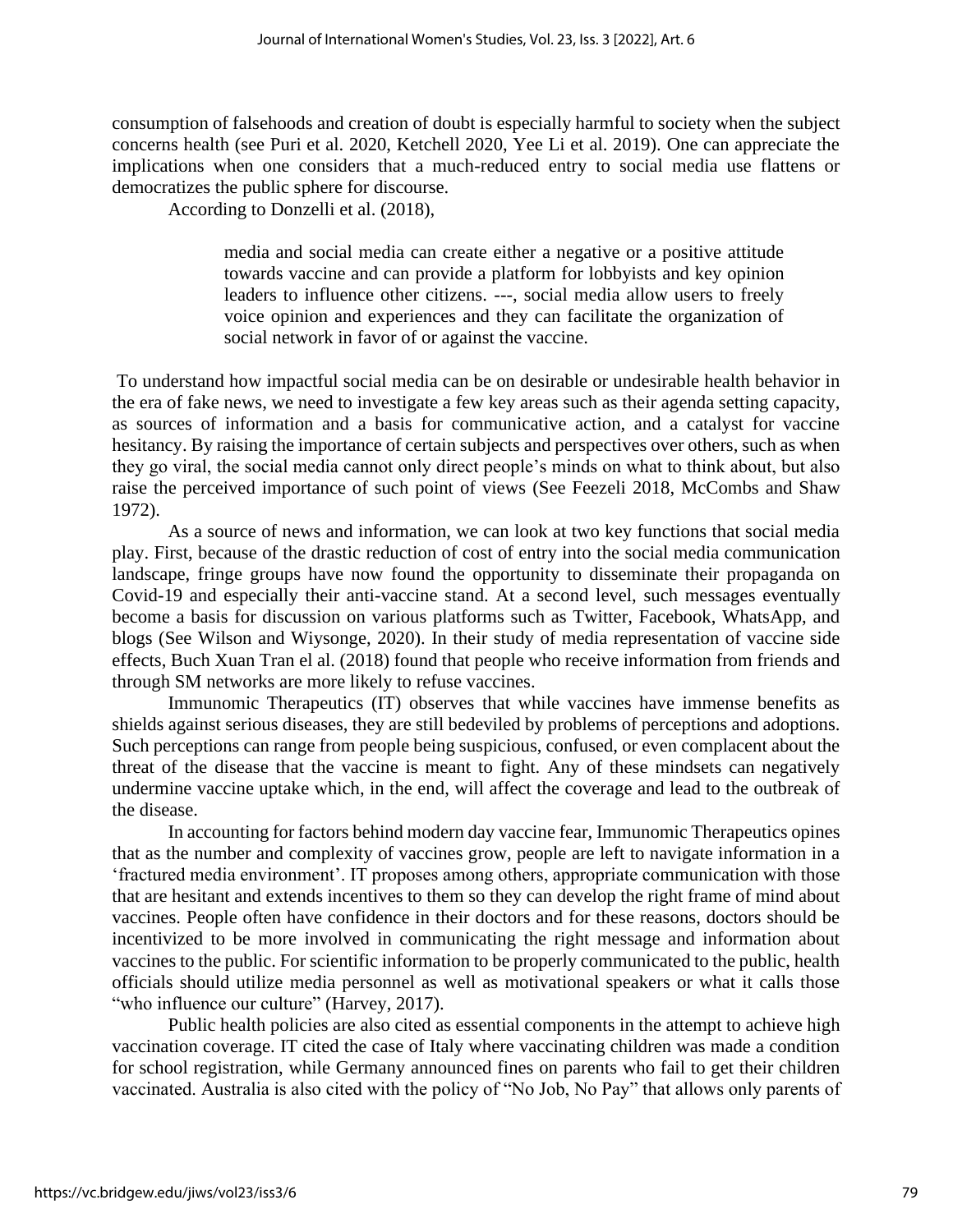consumption of falsehoods and creation of doubt is especially harmful to society when the subject concerns health (see Puri et al. 2020, Ketchell 2020, Yee Li et al. 2019). One can appreciate the implications when one considers that a much-reduced entry to social media use flattens or democratizes the public sphere for discourse.

According to Donzelli et al. (2018),

> media and social media can create either a negative or a positive attitude towards vaccine and can provide a platform for lobbyists and key opinion leaders to influence other citizens. ---, social media allow users to freely voice opinion and experiences and they can facilitate the organization of social network in favor of or against the vaccine.

To understand how impactful social media can be on desirable or undesirable health behavior in the era of fake news, we need to investigate a few key areas such as their agenda setting capacity, as sources of information and a basis for communicative action, and a catalyst for vaccine hesitancy. By raising the importance of certain subjects and perspectives over others, such as when they go viral, the social media cannot only direct people's minds on what to think about, but also raise the perceived importance of such point of views (See Feezeli 2018, McCombs and Shaw 1972).

As a source of news and information, we can look at two key functions that social media play. First, because of the drastic reduction of cost of entry into the social media communication landscape, fringe groups have now found the opportunity to disseminate their propaganda on Covid-19 and especially their anti-vaccine stand. At a second level, such messages eventually become a basis for discussion on various platforms such as Twitter, Facebook, WhatsApp, and blogs (See Wilson and Wiysonge, 2020). In their study of media representation of vaccine side effects, Buch Xuan Tran el al. (2018) found that people who receive information from friends and through SM networks are more likely to refuse vaccines.

Immunomic Therapeutics (IT) observes that while vaccines have immense benefits as shields against serious diseases, they are still bedeviled by problems of perceptions and adoptions. Such perceptions can range from people being suspicious, confused, or even complacent about the threat of the disease that the vaccine is meant to fight. Any of these mindsets can negatively undermine vaccine uptake which, in the end, will affect the coverage and lead to the outbreak of the disease.

In accounting for factors behind modern day vaccine fear, Immunomic Therapeutics opines that as the number and complexity of vaccines grow, people are left to navigate information in a 'fractured media environment'. IT proposes among others, appropriate communication with those that are hesitant and extends incentives to them so they can develop the right frame of mind about vaccines. People often have confidence in their doctors and for these reasons, doctors should be incentivized to be more involved in communicating the right message and information about vaccines to the public. For scientific information to be properly communicated to the public, health officials should utilize media personnel as well as motivational speakers or what it calls those "who influence our culture" (Harvey, 2017).

Public health policies are also cited as essential components in the attempt to achieve high vaccination coverage. IT cited the case of Italy where vaccinating children was made a condition for school registration, while Germany announced fines on parents who fail to get their children vaccinated. Australia is also cited with the policy of "No Job, No Pay" that allows only parents of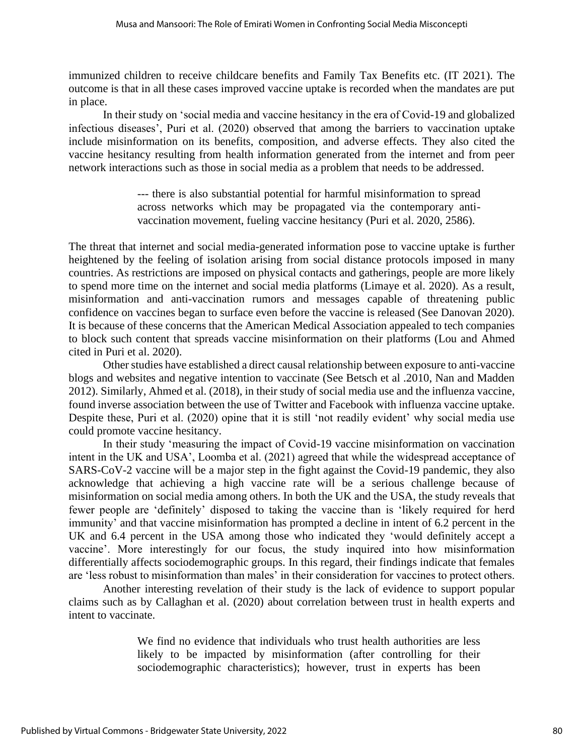immunized children to receive childcare benefits and Family Tax Benefits etc. (IT 2021). The outcome is that in all these cases improved vaccine uptake is recorded when the mandates are put in place.

In their study on 'social media and vaccine hesitancy in the era of Covid-19 and globalized infectious diseases', Puri et al. (2020) observed that among the barriers to vaccination uptake include misinformation on its benefits, composition, and adverse effects. They also cited the vaccine hesitancy resulting from health information generated from the internet and from peer network interactions such as those in social media as a problem that needs to be addressed.

> --- there is also substantial potential for harmful misinformation to spread across networks which may be propagated via the contemporary anti-vaccination movement, fueling vaccine hesitancy (Puri et al. 2020, 2586).

The threat that internet and social media-generated information pose to vaccine uptake is further heightened by the feeling of isolation arising from social distance protocols imposed in many countries. As restrictions are imposed on physical contacts and gatherings, people are more likely to spend more time on the internet and social media platforms (Limaye et al. 2020). As a result, misinformation and anti-vaccination rumors and messages capable of threatening public confidence on vaccines began to surface even before the vaccine is released (See Danovan 2020). It is because of these concerns that the American Medical Association appealed to tech companies to block such content that spreads vaccine misinformation on their platforms (Lou and Ahmed cited in Puri et al. 2020).

Other studies have established a direct causal relationship between exposure to anti-vaccine blogs and websites and negative intention to vaccinate (See Betsch et al .2010, Nan and Madden 2012). Similarly, Ahmed et al. (2018), in their study of social media use and the influenza vaccine, found inverse association between the use of Twitter and Facebook with influenza vaccine uptake. Despite these, Puri et al. (2020) opine that it is still 'not readily evident' why social media use could promote vaccine hesitancy.

In their study 'measuring the impact of Covid-19 vaccine misinformation on vaccination intent in the UK and USA', Loomba et al. (2021) agreed that while the widespread acceptance of SARS-CoV-2 vaccine will be a major step in the fight against the Covid-19 pandemic, they also acknowledge that achieving a high vaccine rate will be a serious challenge because of misinformation on social media among others. In both the UK and the USA, the study reveals that fewer people are 'definitely' disposed to taking the vaccine than is 'likely required for herd immunity' and that vaccine misinformation has prompted a decline in intent of 6.2 percent in the UK and 6.4 percent in the USA among those who indicated they 'would definitely accept a vaccine'. More interestingly for our focus, the study inquired into how misinformation differentially affects sociodemographic groups. In this regard, their findings indicate that females are 'less robust to misinformation than males' in their consideration for vaccines to protect others.

Another interesting revelation of their study is the lack of evidence to support popular claims such as by Callaghan et al. (2020) about correlation between trust in health experts and intent to vaccinate.

> We find no evidence that individuals who trust health authorities are less likely to be impacted by misinformation (after controlling for their sociodemographic characteristics); however, trust in experts has been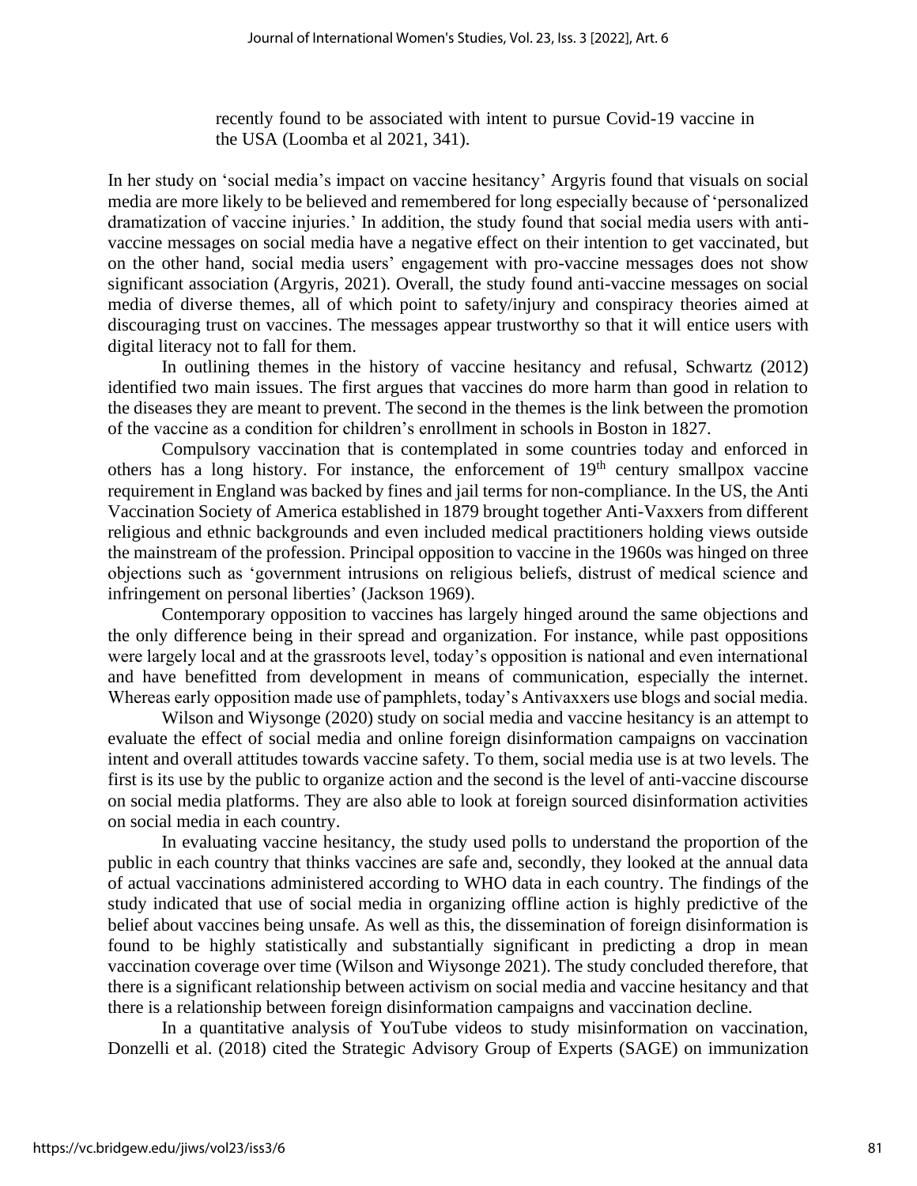> recently found to be associated with intent to pursue Covid-19 vaccine in the USA (Loomba et al 2021, 341).

In her study on 'social media's impact on vaccine hesitancy' Argyris found that visuals on social media are more likely to be believed and remembered for long especially because of 'personalized dramatization of vaccine injuries.' In addition, the study found that social media users with anti-vaccine messages on social media have a negative effect on their intention to get vaccinated, but on the other hand, social media users' engagement with pro-vaccine messages does not show significant association (Argyris, 2021). Overall, the study found anti-vaccine messages on social media of diverse themes, all of which point to safety/injury and conspiracy theories aimed at discouraging trust on vaccines. The messages appear trustworthy so that it will entice users with digital literacy not to fall for them.

In outlining themes in the history of vaccine hesitancy and refusal, Schwartz (2012) identified two main issues. The first argues that vaccines do more harm than good in relation to the diseases they are meant to prevent. The second in the themes is the link between the promotion of the vaccine as a condition for children's enrollment in schools in Boston in 1827.

Compulsory vaccination that is contemplated in some countries today and enforced in others has a long history. For instance, the enforcement of 19th century smallpox vaccine requirement in England was backed by fines and jail terms for non-compliance. In the US, the Anti Vaccination Society of America established in 1879 brought together Anti-Vaxxers from different religious and ethnic backgrounds and even included medical practitioners holding views outside the mainstream of the profession. Principal opposition to vaccine in the 1960s was hinged on three objections such as 'government intrusions on religious beliefs, distrust of medical science and infringement on personal liberties' (Jackson 1969).

Contemporary opposition to vaccines has largely hinged around the same objections and the only difference being in their spread and organization. For instance, while past oppositions were largely local and at the grassroots level, today's opposition is national and even international and have benefitted from development in means of communication, especially the internet. Whereas early opposition made use of pamphlets, today's Antivaxxers use blogs and social media.

Wilson and Wiysonge (2020) study on social media and vaccine hesitancy is an attempt to evaluate the effect of social media and online foreign disinformation campaigns on vaccination intent and overall attitudes towards vaccine safety. To them, social media use is at two levels. The first is its use by the public to organize action and the second is the level of anti-vaccine discourse on social media platforms. They are also able to look at foreign sourced disinformation activities on social media in each country.

In evaluating vaccine hesitancy, the study used polls to understand the proportion of the public in each country that thinks vaccines are safe and, secondly, they looked at the annual data of actual vaccinations administered according to WHO data in each country. The findings of the study indicated that use of social media in organizing offline action is highly predictive of the belief about vaccines being unsafe. As well as this, the dissemination of foreign disinformation is found to be highly statistically and substantially significant in predicting a drop in mean vaccination coverage over time (Wilson and Wiysonge 2021). The study concluded therefore, that there is a significant relationship between activism on social media and vaccine hesitancy and that there is a relationship between foreign disinformation campaigns and vaccination decline.

In a quantitative analysis of YouTube videos to study misinformation on vaccination, Donzelli et al. (2018) cited the Strategic Advisory Group of Experts (SAGE) on immunization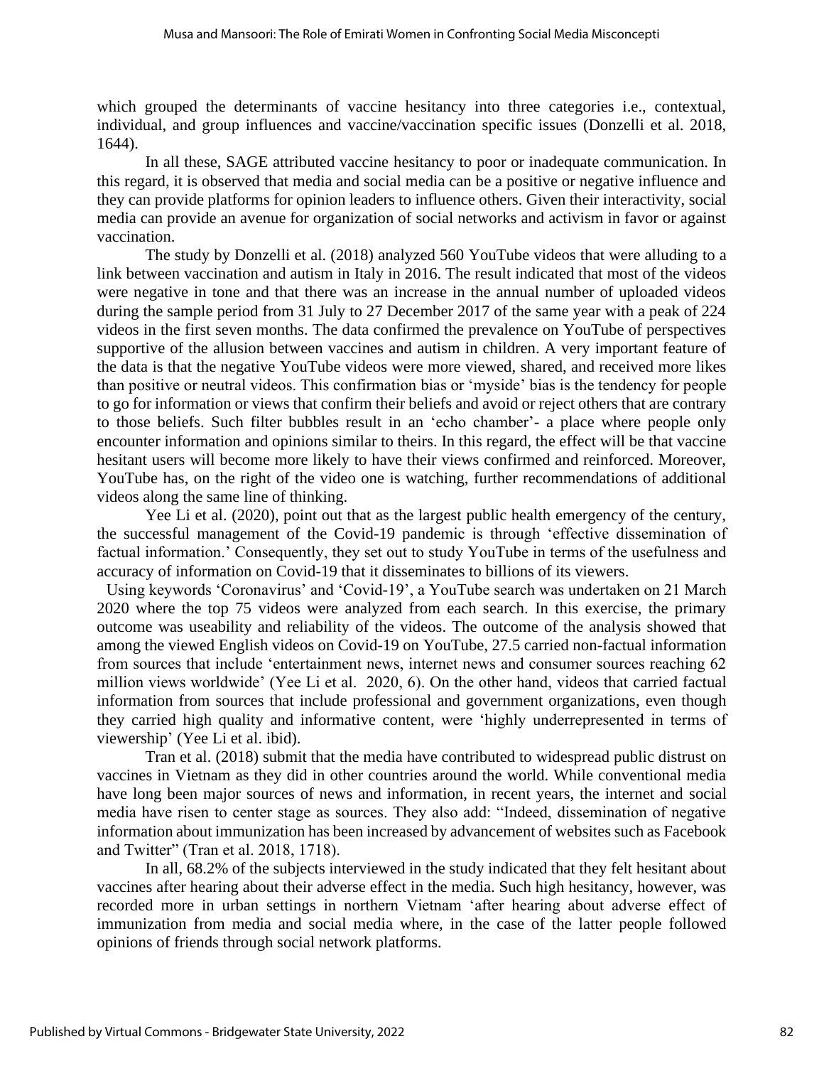which grouped the determinants of vaccine hesitancy into three categories i.e., contextual, individual, and group influences and vaccine/vaccination specific issues (Donzelli et al. 2018, 1644).

In all these, SAGE attributed vaccine hesitancy to poor or inadequate communication. In this regard, it is observed that media and social media can be a positive or negative influence and they can provide platforms for opinion leaders to influence others. Given their interactivity, social media can provide an avenue for organization of social networks and activism in favor or against vaccination.

The study by Donzelli et al. (2018) analyzed 560 YouTube videos that were alluding to a link between vaccination and autism in Italy in 2016. The result indicated that most of the videos were negative in tone and that there was an increase in the annual number of uploaded videos during the sample period from 31 July to 27 December 2017 of the same year with a peak of 224 videos in the first seven months. The data confirmed the prevalence on YouTube of perspectives supportive of the allusion between vaccines and autism in children. A very important feature of the data is that the negative YouTube videos were more viewed, shared, and received more likes than positive or neutral videos. This confirmation bias or 'myside' bias is the tendency for people to go for information or views that confirm their beliefs and avoid or reject others that are contrary to those beliefs. Such filter bubbles result in an 'echo chamber'- a place where people only encounter information and opinions similar to theirs. In this regard, the effect will be that vaccine hesitant users will become more likely to have their views confirmed and reinforced. Moreover, YouTube has, on the right of the video one is watching, further recommendations of additional videos along the same line of thinking.

Yee Li et al. (2020), point out that as the largest public health emergency of the century, the successful management of the Covid-19 pandemic is through 'effective dissemination of factual information.' Consequently, they set out to study YouTube in terms of the usefulness and accuracy of information on Covid-19 that it disseminates to billions of its viewers.

Using keywords 'Coronavirus' and 'Covid-19', a YouTube search was undertaken on 21 March 2020 where the top 75 videos were analyzed from each search. In this exercise, the primary outcome was useability and reliability of the videos. The outcome of the analysis showed that among the viewed English videos on Covid-19 on YouTube, 27.5 carried non-factual information from sources that include 'entertainment news, internet news and consumer sources reaching 62 million views worldwide' (Yee Li et al. 2020, 6). On the other hand, videos that carried factual information from sources that include professional and government organizations, even though they carried high quality and informative content, were 'highly underrepresented in terms of viewership' (Yee Li et al. ibid).

Tran et al. (2018) submit that the media have contributed to widespread public distrust on vaccines in Vietnam as they did in other countries around the world. While conventional media have long been major sources of news and information, in recent years, the internet and social media have risen to center stage as sources. They also add: "Indeed, dissemination of negative information about immunization has been increased by advancement of websites such as Facebook and Twitter" (Tran et al. 2018, 1718).

In all, 68.2% of the subjects interviewed in the study indicated that they felt hesitant about vaccines after hearing about their adverse effect in the media. Such high hesitancy, however, was recorded more in urban settings in northern Vietnam 'after hearing about adverse effect of immunization from media and social media where, in the case of the latter people followed opinions of friends through social network platforms.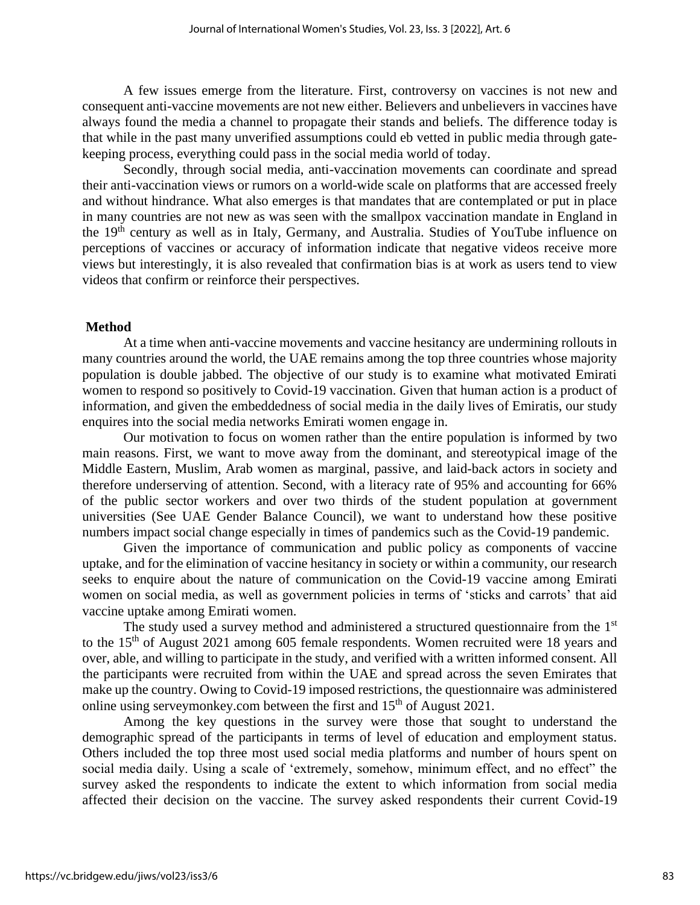A few issues emerge from the literature. First, controversy on vaccines is not new and consequent anti-vaccine movements are not new either. Believers and unbelievers in vaccines have always found the media a channel to propagate their stands and beliefs. The difference today is that while in the past many unverified assumptions could eb vetted in public media through gate-keeping process, everything could pass in the social media world of today.

Secondly, through social media, anti-vaccination movements can coordinate and spread their anti-vaccination views or rumors on a world-wide scale on platforms that are accessed freely and without hindrance. What also emerges is that mandates that are contemplated or put in place in many countries are not new as was seen with the smallpox vaccination mandate in England in the 19th century as well as in Italy, Germany, and Australia. Studies of YouTube influence on perceptions of vaccines or accuracy of information indicate that negative videos receive more views but interestingly, it is also revealed that confirmation bias is at work as users tend to view videos that confirm or reinforce their perspectives.

## Method

At a time when anti-vaccine movements and vaccine hesitancy are undermining rollouts in many countries around the world, the UAE remains among the top three countries whose majority population is double jabbed. The objective of our study is to examine what motivated Emirati women to respond so positively to Covid-19 vaccination. Given that human action is a product of information, and given the embeddedness of social media in the daily lives of Emiratis, our study enquires into the social media networks Emirati women engage in.

Our motivation to focus on women rather than the entire population is informed by two main reasons. First, we want to move away from the dominant, and stereotypical image of the Middle Eastern, Muslim, Arab women as marginal, passive, and laid-back actors in society and therefore underserving of attention. Second, with a literacy rate of 95% and accounting for 66% of the public sector workers and over two thirds of the student population at government universities (See UAE Gender Balance Council), we want to understand how these positive numbers impact social change especially in times of pandemics such as the Covid-19 pandemic.

Given the importance of communication and public policy as components of vaccine uptake, and for the elimination of vaccine hesitancy in society or within a community, our research seeks to enquire about the nature of communication on the Covid-19 vaccine among Emirati women on social media, as well as government policies in terms of 'sticks and carrots' that aid vaccine uptake among Emirati women.

The study used a survey method and administered a structured questionnaire from the 1st to the 15th of August 2021 among 605 female respondents. Women recruited were 18 years and over, able, and willing to participate in the study, and verified with a written informed consent. All the participants were recruited from within the UAE and spread across the seven Emirates that make up the country. Owing to Covid-19 imposed restrictions, the questionnaire was administered online using serveymonkey.com between the first and 15th of August 2021.

Among the key questions in the survey were those that sought to understand the demographic spread of the participants in terms of level of education and employment status. Others included the top three most used social media platforms and number of hours spent on social media daily. Using a scale of 'extremely, somehow, minimum effect, and no effect" the survey asked the respondents to indicate the extent to which information from social media affected their decision on the vaccine. The survey asked respondents their current Covid-19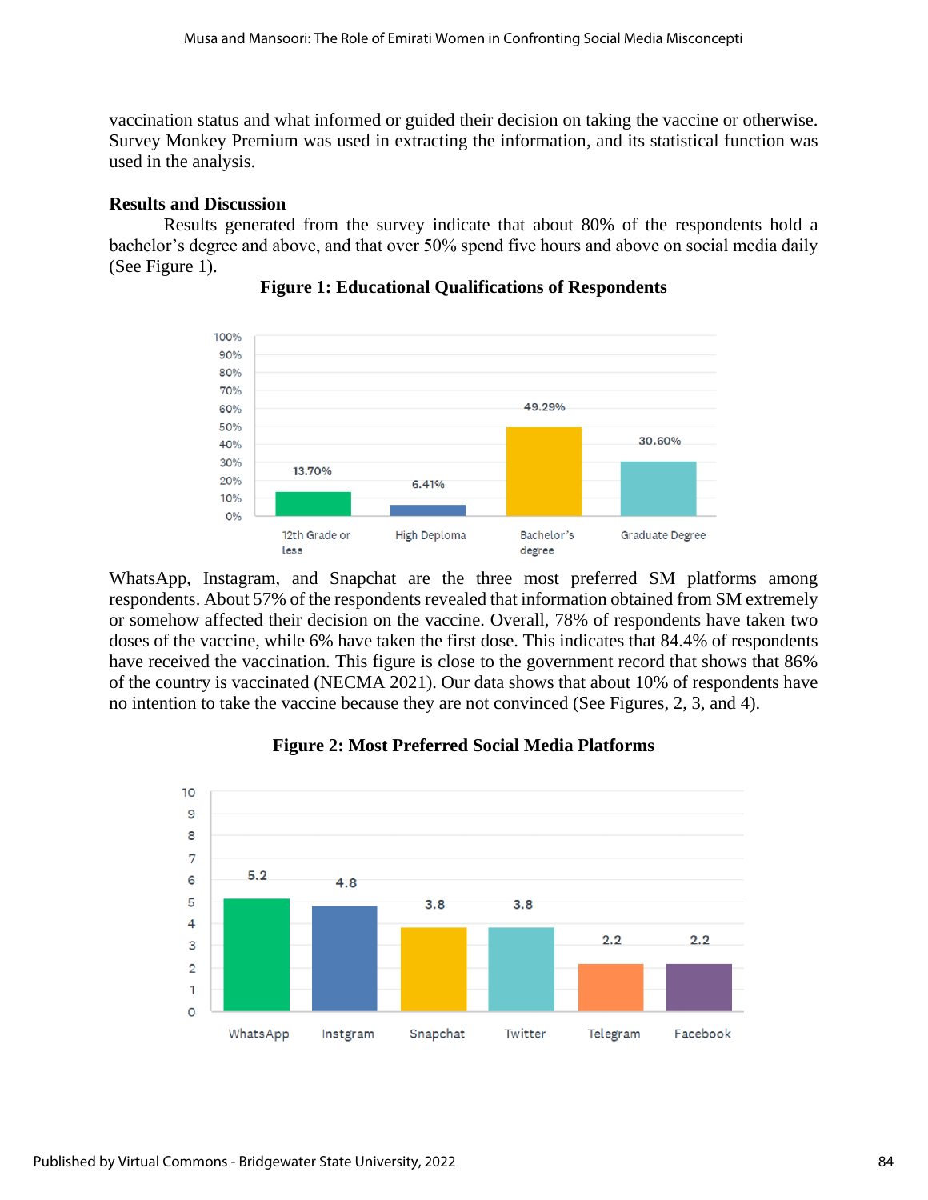vaccination status and what informed or guided their decision on taking the vaccine or otherwise. Survey Monkey Premium was used in extracting the information, and its statistical function was used in the analysis.

## Results and Discussion

Results generated from the survey indicate that about 80% of the respondents hold a bachelor's degree and above, and that over 50% spend five hours and above on social media daily (See Figure 1).

**Figure 1: Educational Qualifications of Respondents**

| 12th Grade or less | High Deploma | Bachelor's degree | Graduate Degree |
|---|---|---|---|
| 13.70% | 6.41% | 49.29% | 30.60% |

WhatsApp, Instagram, and Snapchat are the three most preferred SM platforms among respondents. About 57% of the respondents revealed that information obtained from SM extremely or somehow affected their decision on the vaccine. Overall, 78% of respondents have taken two doses of the vaccine, while 6% have taken the first dose. This indicates that 84.4% of respondents have received the vaccination. This figure is close to the government record that shows that 86% of the country is vaccinated (NECMA 2021). Our data shows that about 10% of respondents have no intention to take the vaccine because they are not convinced (See Figures, 2, 3, and 4).

**Figure 2: Most Preferred Social Media Platforms**

| WhatsApp | Instgram | Snapchat | Twitter | Telegram | Facebook |
|---|---|---|---|---|---|
| 5.2 | 4.8 | 3.8 | 3.8 | 2.2 | 2.2 |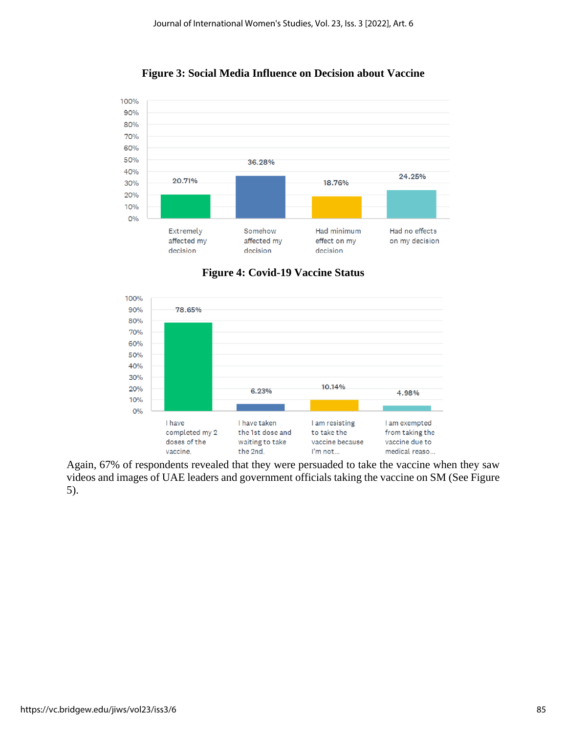**Figure 3: Social Media Influence on Decision about Vaccine**

| Response | Percentage |
|---|---|
| Extremely affected my decision | 20.71% |
| Somehow affected my decision | 36.28% |
| Had minimum effect on my decision | 18.76% |
| Had no effects on my decision | 24.25% |

**Figure 4: Covid-19 Vaccine Status**

| Response | Percentage |
|---|---|
| I have completed my 2 doses of the vaccine. | 78.65% |
| I have taken the 1st dose and waiting to take the 2nd. | 6.23% |
| I am resisting to take the vaccine because I'm not... | 10.14% |
| I am exempted from taking the vaccine due to medical reaso... | 4.98% |

Again, 67% of respondents revealed that they were persuaded to take the vaccine when they saw videos and images of UAE leaders and government officials taking the vaccine on SM (See Figure 5).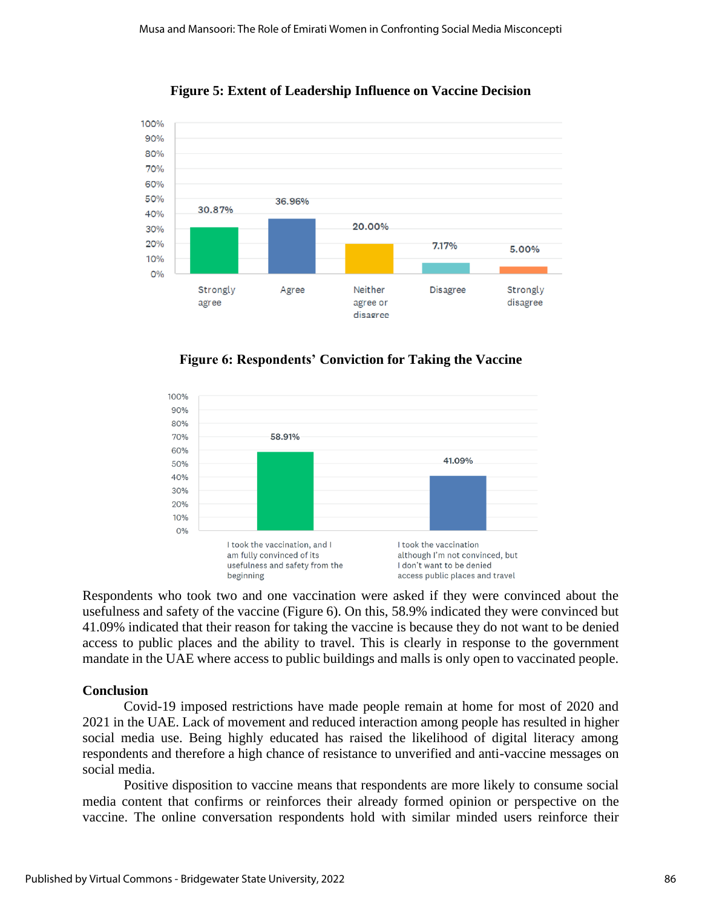**Figure 5: Extent of Leadership Influence on Vaccine Decision**

**Figure 6: Respondents' Conviction for Taking the Vaccine**

Respondents who took two and one vaccination were asked if they were convinced about the usefulness and safety of the vaccine (Figure 6). On this, 58.9% indicated they were convinced but 41.09% indicated that their reason for taking the vaccine is because they do not want to be denied access to public places and the ability to travel. This is clearly in response to the government mandate in the UAE where access to public buildings and malls is only open to vaccinated people.

**Conclusion**

Covid-19 imposed restrictions have made people remain at home for most of 2020 and 2021 in the UAE. Lack of movement and reduced interaction among people has resulted in higher social media use. Being highly educated has raised the likelihood of digital literacy among respondents and therefore a high chance of resistance to unverified and anti-vaccine messages on social media.

Positive disposition to vaccine means that respondents are more likely to consume social media content that confirms or reinforces their already formed opinion or perspective on the vaccine. The online conversation respondents hold with similar minded users reinforce their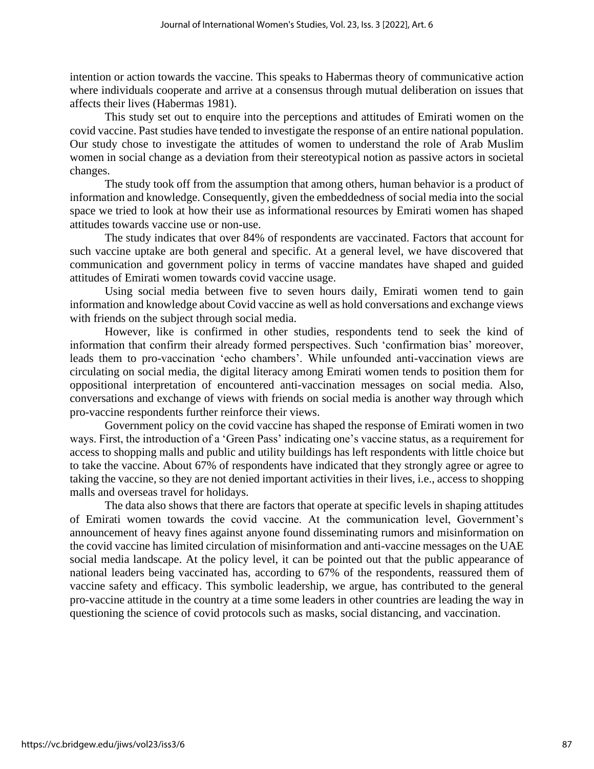intention or action towards the vaccine. This speaks to Habermas theory of communicative action where individuals cooperate and arrive at a consensus through mutual deliberation on issues that affects their lives (Habermas 1981).

This study set out to enquire into the perceptions and attitudes of Emirati women on the covid vaccine. Past studies have tended to investigate the response of an entire national population. Our study chose to investigate the attitudes of women to understand the role of Arab Muslim women in social change as a deviation from their stereotypical notion as passive actors in societal changes.

The study took off from the assumption that among others, human behavior is a product of information and knowledge. Consequently, given the embeddedness of social media into the social space we tried to look at how their use as informational resources by Emirati women has shaped attitudes towards vaccine use or non-use.

The study indicates that over 84% of respondents are vaccinated. Factors that account for such vaccine uptake are both general and specific. At a general level, we have discovered that communication and government policy in terms of vaccine mandates have shaped and guided attitudes of Emirati women towards covid vaccine usage.

Using social media between five to seven hours daily, Emirati women tend to gain information and knowledge about Covid vaccine as well as hold conversations and exchange views with friends on the subject through social media.

However, like is confirmed in other studies, respondents tend to seek the kind of information that confirm their already formed perspectives. Such 'confirmation bias' moreover, leads them to pro-vaccination 'echo chambers'. While unfounded anti-vaccination views are circulating on social media, the digital literacy among Emirati women tends to position them for oppositional interpretation of encountered anti-vaccination messages on social media. Also, conversations and exchange of views with friends on social media is another way through which pro-vaccine respondents further reinforce their views.

Government policy on the covid vaccine has shaped the response of Emirati women in two ways. First, the introduction of a 'Green Pass' indicating one's vaccine status, as a requirement for access to shopping malls and public and utility buildings has left respondents with little choice but to take the vaccine. About 67% of respondents have indicated that they strongly agree or agree to taking the vaccine, so they are not denied important activities in their lives, i.e., access to shopping malls and overseas travel for holidays.

The data also shows that there are factors that operate at specific levels in shaping attitudes of Emirati women towards the covid vaccine. At the communication level, Government's announcement of heavy fines against anyone found disseminating rumors and misinformation on the covid vaccine has limited circulation of misinformation and anti-vaccine messages on the UAE social media landscape. At the policy level, it can be pointed out that the public appearance of national leaders being vaccinated has, according to 67% of the respondents, reassured them of vaccine safety and efficacy. This symbolic leadership, we argue, has contributed to the general pro-vaccine attitude in the country at a time some leaders in other countries are leading the way in questioning the science of covid protocols such as masks, social distancing, and vaccination.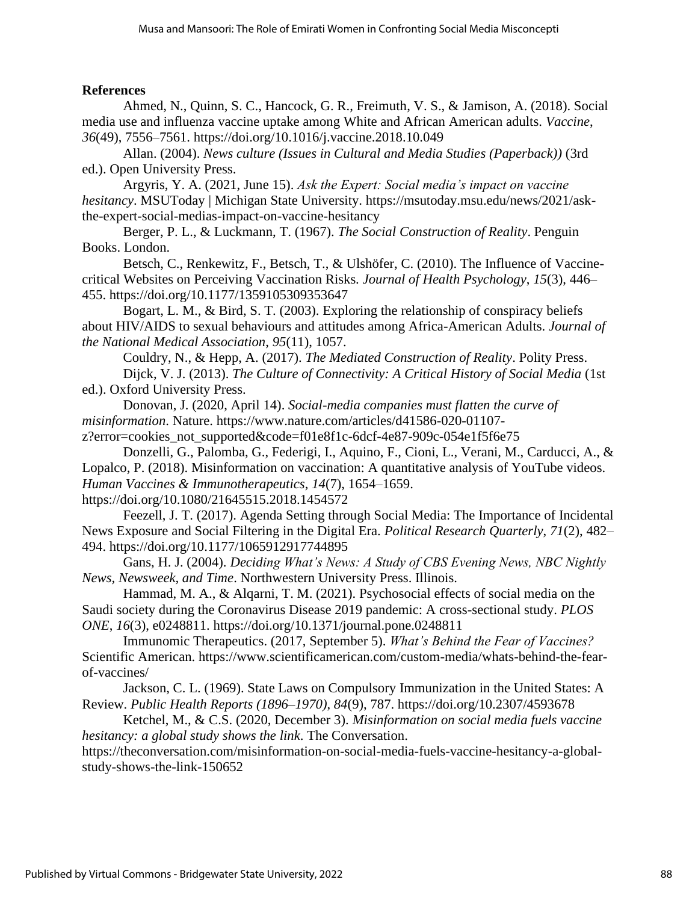**References**

Ahmed, N., Quinn, S. C., Hancock, G. R., Freimuth, V. S., & Jamison, A. (2018). Social media use and influenza vaccine uptake among White and African American adults. *Vaccine*, *36*(49), 7556–7561. https://doi.org/10.1016/j.vaccine.2018.10.049

Allan. (2004). *News culture (Issues in Cultural and Media Studies (Paperback))* (3rd ed.). Open University Press.

Argyris, Y. A. (2021, June 15). *Ask the Expert: Social media's impact on vaccine hesitancy*. MSUToday | Michigan State University. https://msutoday.msu.edu/news/2021/ask-the-expert-social-medias-impact-on-vaccine-hesitancy

Berger, P. L., & Luckmann, T. (1967). *The Social Construction of Reality*. Penguin Books. London.

Betsch, C., Renkewitz, F., Betsch, T., & Ulshöfer, C. (2010). The Influence of Vaccine-critical Websites on Perceiving Vaccination Risks. *Journal of Health Psychology*, *15*(3), 446–455. https://doi.org/10.1177/1359105309353647

Bogart, L. M., & Bird, S. T. (2003). Exploring the relationship of conspiracy beliefs about HIV/AIDS to sexual behaviours and attitudes among Africa-American Adults. *Journal of the National Medical Association*, *95*(11), 1057.

Couldry, N., & Hepp, A. (2017). *The Mediated Construction of Reality*. Polity Press.

Dijck, V. J. (2013). *The Culture of Connectivity: A Critical History of Social Media* (1st ed.). Oxford University Press.

Donovan, J. (2020, April 14). *Social-media companies must flatten the curve of misinformation*. Nature. https://www.nature.com/articles/d41586-020-01107-z?error=cookies_not_supported&code=f01e8f1c-6dcf-4e87-909c-054e1f5f6e75

Donzelli, G., Palomba, G., Federigi, I., Aquino, F., Cioni, L., Verani, M., Carducci, A., & Lopalco, P. (2018). Misinformation on vaccination: A quantitative analysis of YouTube videos. *Human Vaccines & Immunotherapeutics*, *14*(7), 1654–1659. https://doi.org/10.1080/21645515.2018.1454572

Feezell, J. T. (2017). Agenda Setting through Social Media: The Importance of Incidental News Exposure and Social Filtering in the Digital Era. *Political Research Quarterly*, *71*(2), 482–494. https://doi.org/10.1177/1065912917744895

Gans, H. J. (2004). *Deciding What's News: A Study of CBS Evening News, NBC Nightly News, Newsweek, and Time*. Northwestern University Press. Illinois.

Hammad, M. A., & Alqarni, T. M. (2021). Psychosocial effects of social media on the Saudi society during the Coronavirus Disease 2019 pandemic: A cross-sectional study. *PLOS ONE*, *16*(3), e0248811. https://doi.org/10.1371/journal.pone.0248811

Immunomic Therapeutics. (2017, September 5). *What's Behind the Fear of Vaccines?* Scientific American. https://www.scientificamerican.com/custom-media/whats-behind-the-fear-of-vaccines/

Jackson, C. L. (1969). State Laws on Compulsory Immunization in the United States: A Review. *Public Health Reports (1896–1970)*, *84*(9), 787. https://doi.org/10.2307/4593678

Ketchel, M., & C.S. (2020, December 3). *Misinformation on social media fuels vaccine hesitancy: a global study shows the link*. The Conversation. https://theconversation.com/misinformation-on-social-media-fuels-vaccine-hesitancy-a-global-study-shows-the-link-150652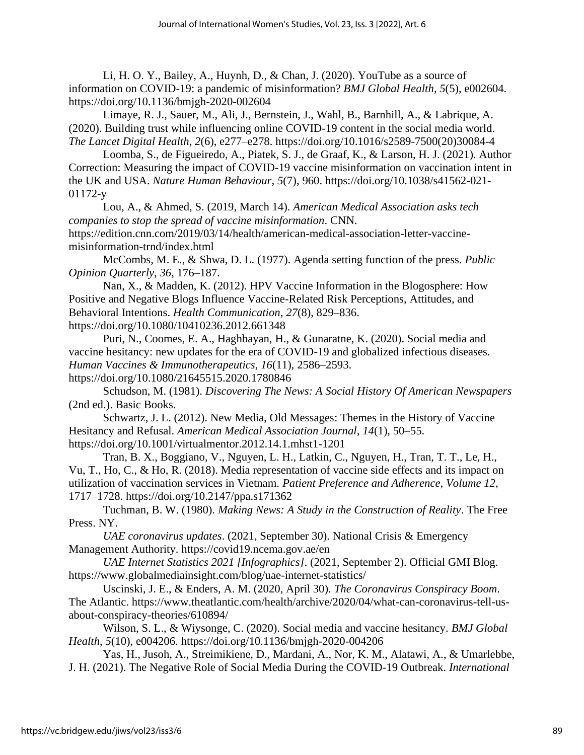Li, H. O. Y., Bailey, A., Huynh, D., & Chan, J. (2020). YouTube as a source of information on COVID-19: a pandemic of misinformation? *BMJ Global Health*, *5*(5), e002604. https://doi.org/10.1136/bmjgh-2020-002604

Limaye, R. J., Sauer, M., Ali, J., Bernstein, J., Wahl, B., Barnhill, A., & Labrique, A. (2020). Building trust while influencing online COVID-19 content in the social media world. *The Lancet Digital Health*, *2*(6), e277–e278. https://doi.org/10.1016/s2589-7500(20)30084-4

Loomba, S., de Figueiredo, A., Piatek, S. J., de Graaf, K., & Larson, H. J. (2021). Author Correction: Measuring the impact of COVID-19 vaccine misinformation on vaccination intent in the UK and USA. *Nature Human Behaviour*, *5*(7), 960. https://doi.org/10.1038/s41562-021-01172-y

Lou, A., & Ahmed, S. (2019, March 14). *American Medical Association asks tech companies to stop the spread of vaccine misinformation*. CNN. https://edition.cnn.com/2019/03/14/health/american-medical-association-letter-vaccine-misinformation-trnd/index.html

McCombs, M. E., & Shwa, D. L. (1977). Agenda setting function of the press. *Public Opinion Quarterly*, *36*, 176–187.

Nan, X., & Madden, K. (2012). HPV Vaccine Information in the Blogosphere: How Positive and Negative Blogs Influence Vaccine-Related Risk Perceptions, Attitudes, and Behavioral Intentions. *Health Communication*, *27*(8), 829–836. https://doi.org/10.1080/10410236.2012.661348

Puri, N., Coomes, E. A., Haghbayan, H., & Gunaratne, K. (2020). Social media and vaccine hesitancy: new updates for the era of COVID-19 and globalized infectious diseases. *Human Vaccines & Immunotherapeutics*, *16*(11), 2586–2593. https://doi.org/10.1080/21645515.2020.1780846

Schudson, M. (1981). *Discovering The News: A Social History Of American Newspapers* (2nd ed.). Basic Books.

Schwartz, J. L. (2012). New Media, Old Messages: Themes in the History of Vaccine Hesitancy and Refusal. *American Medical Association Journal*, *14*(1), 50–55. https://doi.org/10.1001/virtualmentor.2012.14.1.mhst1-1201

Tran, B. X., Boggiano, V., Nguyen, L. H., Latkin, C., Nguyen, H., Tran, T. T., Le, H., Vu, T., Ho, C., & Ho, R. (2018). Media representation of vaccine side effects and its impact on utilization of vaccination services in Vietnam. *Patient Preference and Adherence*, *Volume 12*, 1717–1728. https://doi.org/10.2147/ppa.s171362

Tuchman, B. W. (1980). *Making News: A Study in the Construction of Reality*. The Free Press. NY.

*UAE coronavirus updates*. (2021, September 30). National Crisis & Emergency Management Authority. https://covid19.ncema.gov.ae/en

*UAE Internet Statistics 2021 [Infographics]*. (2021, September 2). Official GMI Blog. https://www.globalmediainsight.com/blog/uae-internet-statistics/

Uscinski, J. E., & Enders, A. M. (2020, April 30). *The Coronavirus Conspiracy Boom*. The Atlantic. https://www.theatlantic.com/health/archive/2020/04/what-can-coronavirus-tell-us-about-conspiracy-theories/610894/

Wilson, S. L., & Wiysonge, C. (2020). Social media and vaccine hesitancy. *BMJ Global Health*, *5*(10), e004206. https://doi.org/10.1136/bmjgh-2020-004206

Yas, H., Jusoh, A., Streimikiene, D., Mardani, A., Nor, K. M., Alatawi, A., & Umarlebbe, J. H. (2021). The Negative Role of Social Media During the COVID-19 Outbreak. *International*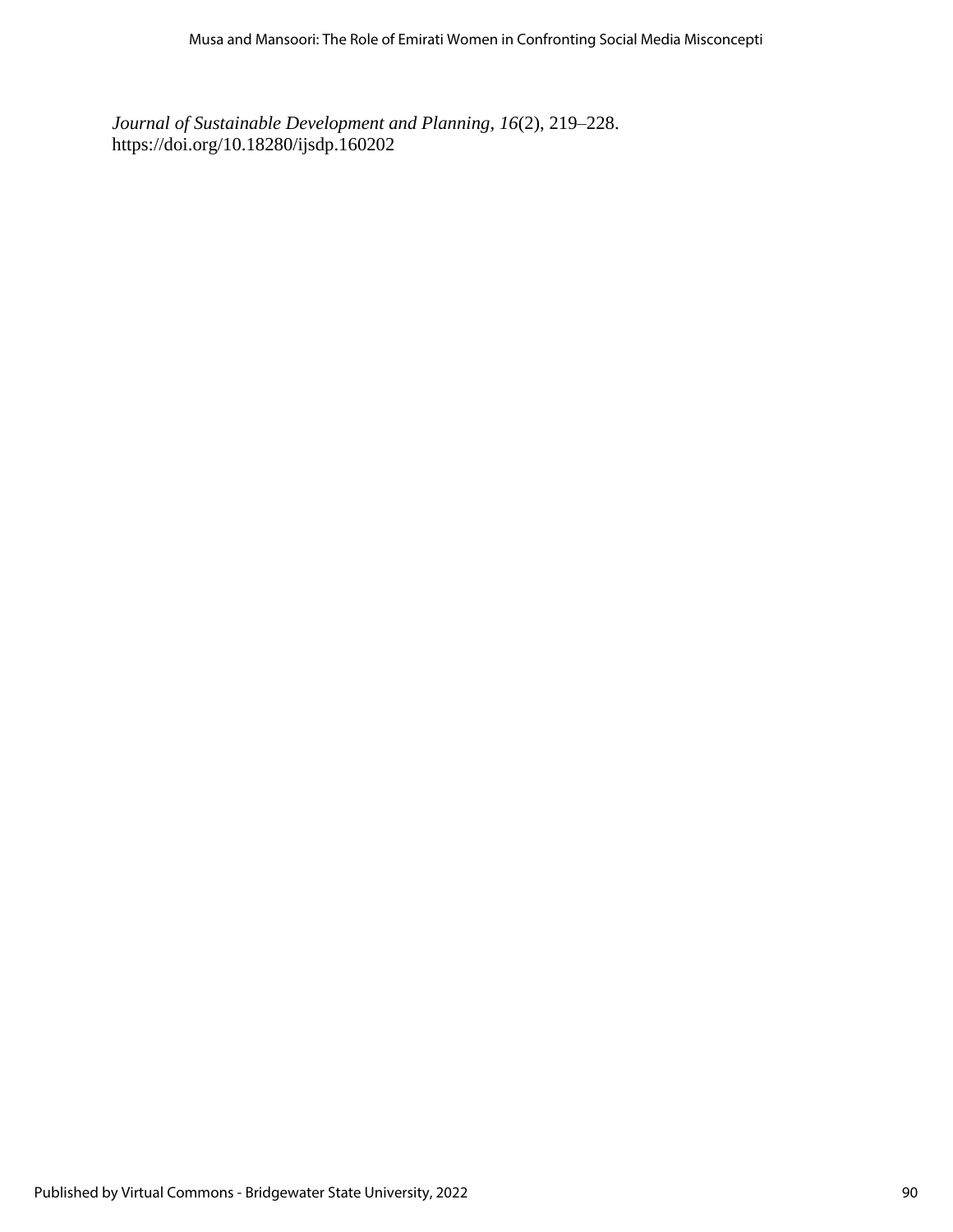*Journal of Sustainable Development and Planning*, *16*(2), 219–228. https://doi.org/10.18280/ijsdp.160202